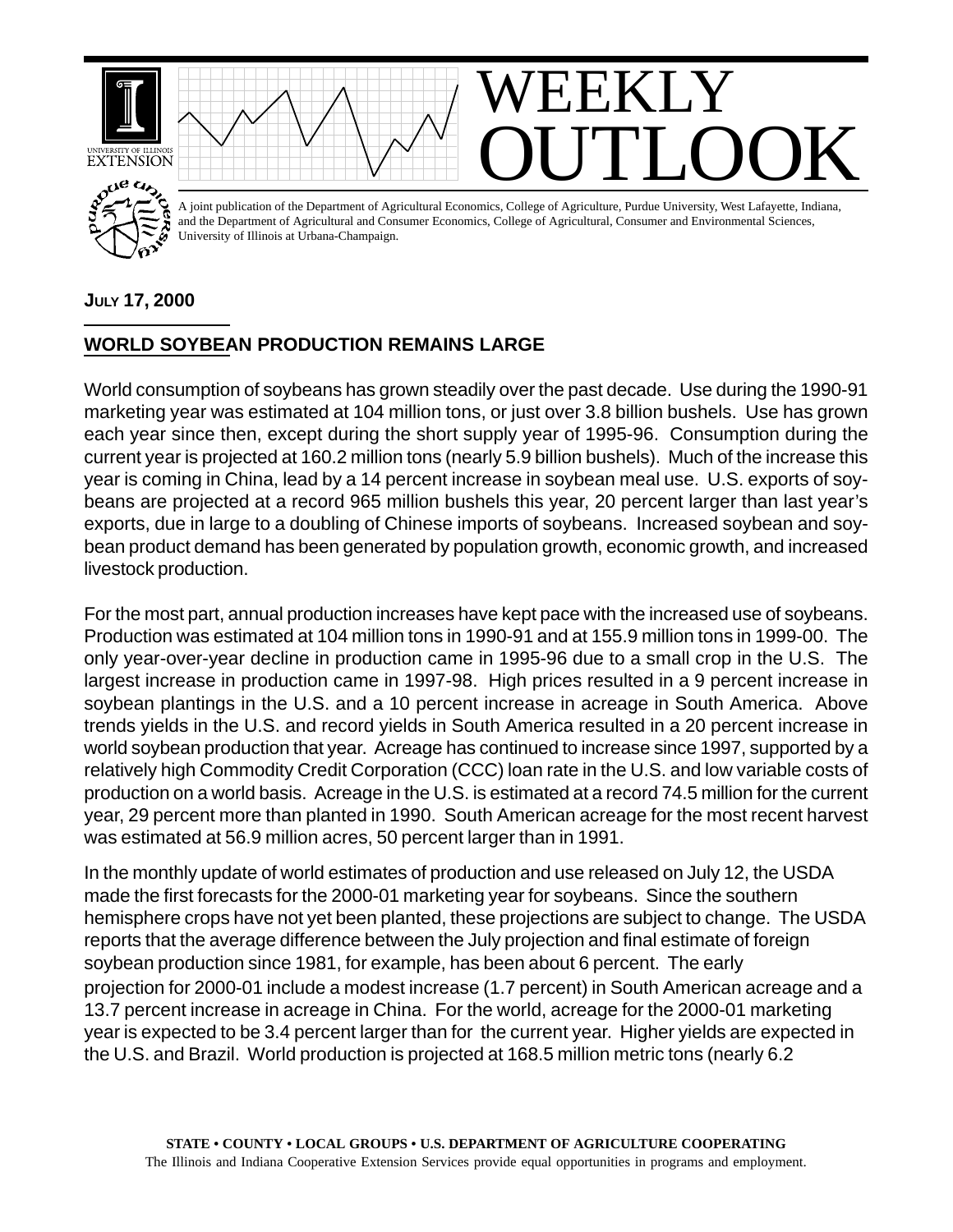# WEEKLY OUTLOOK

A joint publication of the Department of Agricultural Economics, College of Agriculture, Purdue University, West Lafayette, Indiana, and the Department of Agricultural and Consumer Economics, College of Agricultural, Consumer and Environmental Sciences, University of Illinois at Urbana-Champaign.

**JULY 17, 2000**

## WORLD SOYBEAN PRODUCTION REMAINS LARGE

World consumption of soybeans has grown steadily over the past decade. Use during the 1990-91 marketing year was estimated at 104 million tons, or just over 3.8 billion bushels. Use has grown each year since then, except during the short supply year of 1995-96. Consumption during the current year is projected at 160.2 million tons (nearly 5.9 billion bushels). Much of the increase this year is coming in China, lead by a 14 percent increase in soybean meal use. U.S. exports of soybeans are projected at a record 965 million bushels this year, 20 percent larger than last year's exports, due in large to a doubling of Chinese imports of soybeans. Increased soybean and soybean product demand has been generated by population growth, economic growth, and increased livestock production.

For the most part, annual production increases have kept pace with the increased use of soybeans. Production was estimated at 104 million tons in 1990-91 and at 155.9 million tons in 1999-00. The only year-over-year decline in production came in 1995-96 due to a small crop in the U.S. The largest increase in production came in 1997-98. High prices resulted in a 9 percent increase in soybean plantings in the U.S. and a 10 percent increase in acreage in South America. Above trends yields in the U.S. and record yields in South America resulted in a 20 percent increase in world soybean production that year. Acreage has continued to increase since 1997, supported by a relatively high Commodity Credit Corporation (CCC) loan rate in the U.S. and low variable costs of production on a world basis. Acreage in the U.S. is estimated at a record 74.5 million for the current year, 29 percent more than planted in 1990. South American acreage for the most recent harvest was estimated at 56.9 million acres, 50 percent larger than in 1991.

In the monthly update of world estimates of production and use released on July 12, the USDA made the first forecasts for the 2000-01 marketing year for soybeans. Since the southern hemisphere crops have not yet been planted, these projections are subject to change. The USDA reports that the average difference between the July projection and final estimate of foreign soybean production since 1981, for example, has been about 6 percent. The early projection for 2000-01 include a modest increase (1.7 percent) in South American acreage and a 13.7 percent increase in acreage in China. For the world, acreage for the 2000-01 marketing year is expected to be 3.4 percent larger than for the current year. Higher yields are expected in the U.S. and Brazil. World production is projected at 168.5 million metric tons (nearly 6.2

STATE • COUNTY • LOCAL GROUPS • U.S. DEPARTMENT OF AGRICULTURE COOPERATING
The Illinois and Indiana Cooperative Extension Services provide equal opportunities in programs and employment.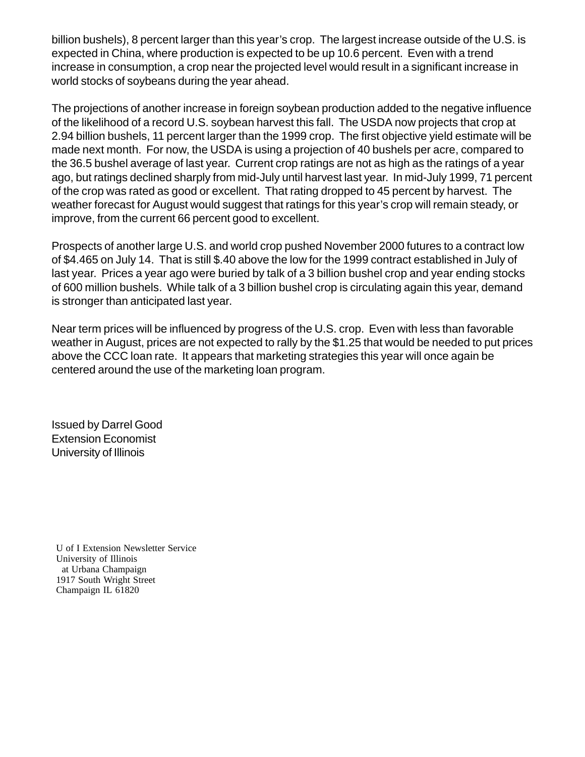billion bushels), 8 percent larger than this year's crop. The largest increase outside of the U.S. is expected in China, where production is expected to be up 10.6 percent. Even with a trend increase in consumption, a crop near the projected level would result in a significant increase in world stocks of soybeans during the year ahead.

The projections of another increase in foreign soybean production added to the negative influence of the likelihood of a record U.S. soybean harvest this fall. The USDA now projects that crop at 2.94 billion bushels, 11 percent larger than the 1999 crop. The first objective yield estimate will be made next month. For now, the USDA is using a projection of 40 bushels per acre, compared to the 36.5 bushel average of last year. Current crop ratings are not as high as the ratings of a year ago, but ratings declined sharply from mid-July until harvest last year. In mid-July 1999, 71 percent of the crop was rated as good or excellent. That rating dropped to 45 percent by harvest. The weather forecast for August would suggest that ratings for this year's crop will remain steady, or improve, from the current 66 percent good to excellent.

Prospects of another large U.S. and world crop pushed November 2000 futures to a contract low of $4.465 on July 14. That is still $.40 above the low for the 1999 contract established in July of last year. Prices a year ago were buried by talk of a 3 billion bushel crop and year ending stocks of 600 million bushels. While talk of a 3 billion bushel crop is circulating again this year, demand is stronger than anticipated last year.

Near term prices will be influenced by progress of the U.S. crop. Even with less than favorable weather in August, prices are not expected to rally by the $1.25 that would be needed to put prices above the CCC loan rate. It appears that marketing strategies this year will once again be centered around the use of the marketing loan program.

Issued by Darrel Good
Extension Economist
University of Illinois

U of I Extension Newsletter Service
University of Illinois
at Urbana Champaign
1917 South Wright Street
Champaign IL 61820